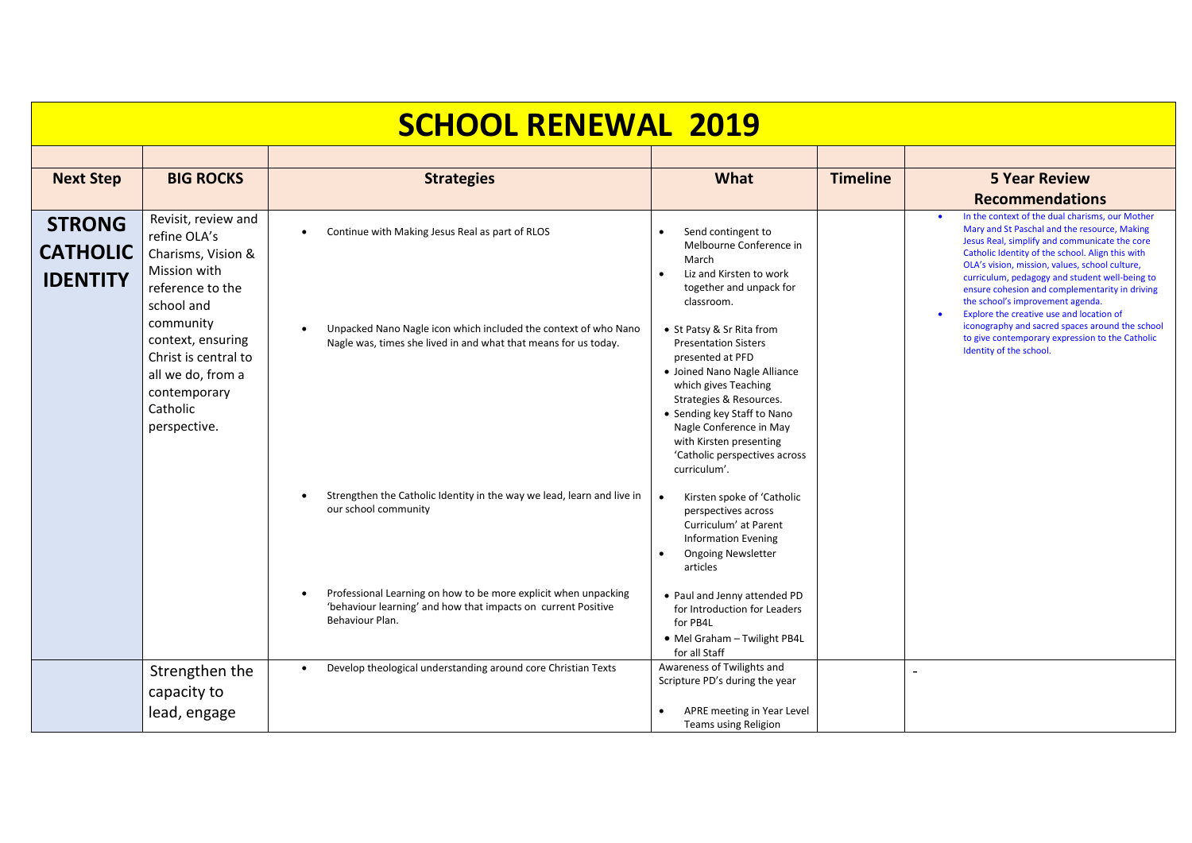# SCHOOL RENEWAL 2019

| Next Step | BIG ROCKS | Strategies | What | Timeline | 5 Year Review Recommendations |
|---|---|---|---|---|---|
| **STRONG CATHOLIC IDENTITY** | Revisit, review and refine OLA's Charisms, Vision & Mission with reference to the school and community context, ensuring Christ is central to all we do, from a contemporary Catholic perspective. | • Continue with Making Jesus Real as part of RLOS | • Send contingent to Melbourne Conference in March<br>• Liz and Kirsten to work together and unpack for classroom. | | • In the context of the dual charisms, our Mother Mary and St Paschal and the resource, Making Jesus Real, simplify and communicate the core Catholic Identity of the school. Align this with OLA's vision, mission, values, school culture, curriculum, pedagogy and student well-being to ensure cohesion and complementarity in driving the school's improvement agenda.<br>• Explore the creative use and location of iconography and sacred spaces around the school to give contemporary expression to the Catholic Identity of the school. |
| | | • Unpacked Nano Nagle icon which included the context of who Nano Nagle was, times she lived in and what that means for us today. | • St Patsy & Sr Rita from Presentation Sisters presented at PFD<br>• Joined Nano Nagle Alliance which gives Teaching Strategies & Resources.<br>• Sending key Staff to Nano Nagle Conference in May with Kirsten presenting 'Catholic perspectives across curriculum'. | | |
| | | • Strengthen the Catholic Identity in the way we lead, learn and live in our school community | • Kirsten spoke of 'Catholic perspectives across Curriculum' at Parent Information Evening<br>• Ongoing Newsletter articles | | |
| | | • Professional Learning on how to be more explicit when unpacking 'behaviour learning' and how that impacts on current Positive Behaviour Plan. | • Paul and Jenny attended PD for Introduction for Leaders for PB4L<br>• Mel Graham – Twilight PB4L for all Staff | | |
| | Strengthen the capacity to lead, engage | • Develop theological understanding around core Christian Texts | Awareness of Twilights and Scripture PD's during the year<br><br>• APRE meeting in Year Level Teams using Religion | | - |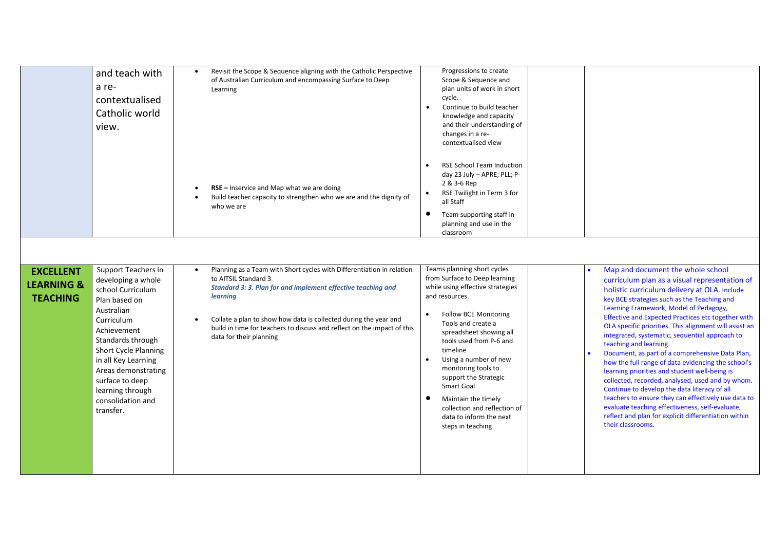| | | | | | |
|---|---|---|---|---|---|
| | and teach with a re-contextualised Catholic world view. | • Revisit the Scope & Sequence aligning with the Catholic Perspective of Australian Curriculum and encompassing Surface to Deep Learning<br><br>• **RSE –** Inservice and Map what we are doing<br>• Build teacher capacity to strengthen who we are and the dignity of who we are | Progressions to create Scope & Sequence and plan units of work in short cycle.<br>• Continue to build teacher knowledge and capacity and their understanding of changes in a re-contextualised view<br><br>• RSE School Team Induction day 23 July – APRE; PLL; P-2 & 3-6 Rep<br>• RSE Twilight in Term 3 for all Staff<br>• Team supporting staff in planning and use in the classroom | | |
| **EXCELLENT LEARNING & TEACHING** | Support Teachers in developing a whole school Curriculum Plan based on Australian Curriculum Achievement Standards through Short Cycle Planning in all Key Learning Areas demonstrating surface to deep learning through consolidation and transfer. | • Planning as a Team with Short cycles with Differentiation in relation to AITSIL Standard 3<br>***Standard 3: 3. Plan for and implement effective teaching and learning***<br><br>• Collate a plan to show how data is collected during the year and build in time for teachers to discuss and reflect on the impact of this data for their planning | Teams planning short cycles from Surface to Deep learning while using effective strategies and resources.<br>• Follow BCE Monitoring Tools and create a spreadsheet showing all tools used from P-6 and timeline<br>• Using a number of new monitoring tools to support the Strategic Smart Goal<br>• Maintain the timely collection and reflection of data to inform the next steps in teaching | | • Map and document the whole school curriculum plan as a visual representation of holistic curriculum delivery at OLA. Include key BCE strategies such as the Teaching and Learning Framework, Model of Pedagogy, Effective and Expected Practices etc together with OLA specific priorities. This alignment will assist an integrated, systematic, sequential approach to teaching and learning.<br>• Document, as part of a comprehensive Data Plan, how the full range of data evidencing the school's learning priorities and student well-being is collected, recorded, analysed, used and by whom. Continue to develop the data literacy of all teachers to ensure they can effectively use data to evaluate teaching effectiveness, self-evaluate, reflect and plan for explicit differentiation within their classrooms. |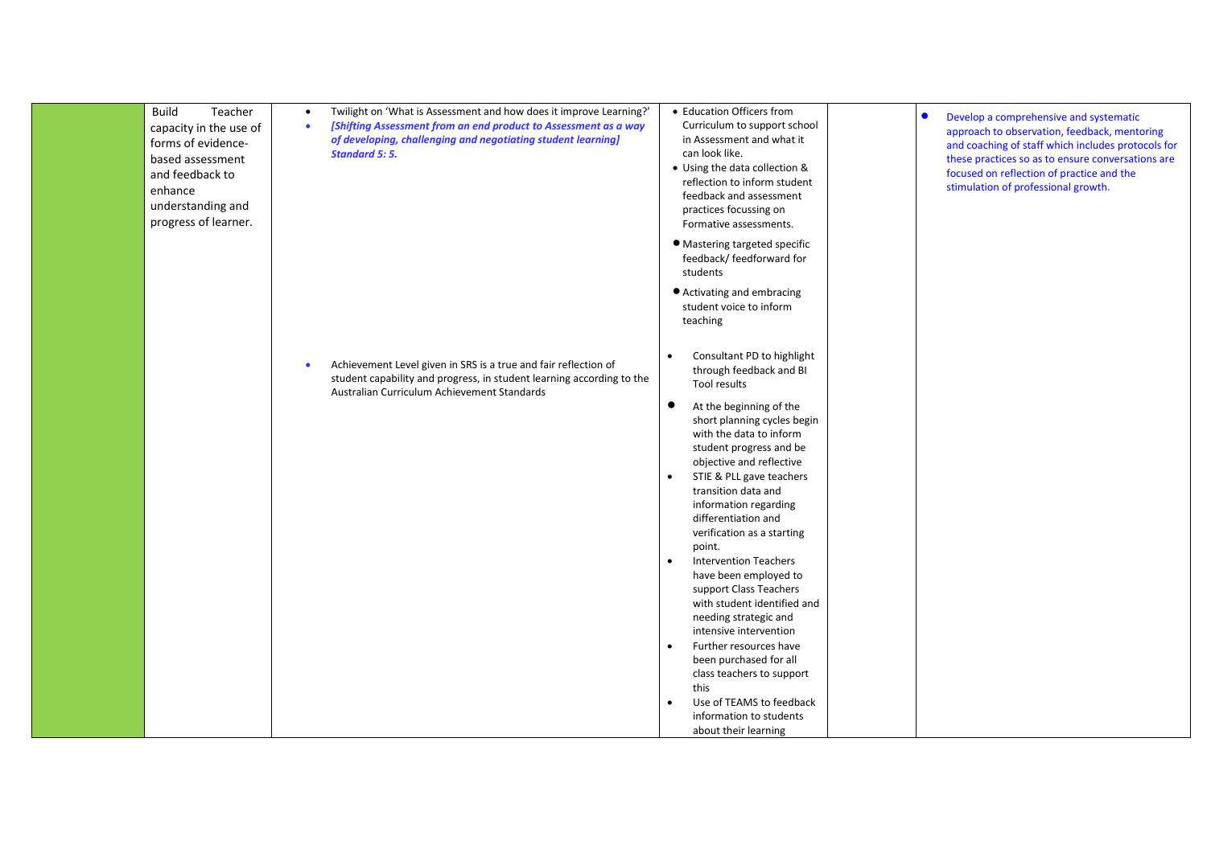|  |  |  |  |  |  |
|---|---|---|---|---|---|
|  | Build Teacher capacity in the use of forms of evidence-based assessment and feedback to enhance understanding and progress of learner. | • Twilight on 'What is Assessment and how does it improve Learning?'<br>• ***[Shifting Assessment from an end product to Assessment as a way of developing, challenging and negotiating student learning] Standard 5: 5.***<br><br>• Achievement Level given in SRS is a true and fair reflection of student capability and progress, in student learning according to the Australian Curriculum Achievement Standards | • Education Officers from Curriculum to support school in Assessment and what it can look like.<br>• Using the data collection & reflection to inform student feedback and assessment practices focussing on Formative assessments.<br>• Mastering targeted specific feedback/ feedforward for students<br>• Activating and embracing student voice to inform teaching<br><br>• Consultant PD to highlight through feedback and BI Tool results<br>• At the beginning of the short planning cycles begin with the data to inform student progress and be objective and reflective<br>• STIE & PLL gave teachers transition data and information regarding differentiation and verification as a starting point.<br>• Intervention Teachers have been employed to support Class Teachers with student identified and needing strategic and intensive intervention<br>• Further resources have been purchased for all class teachers to support this<br>• Use of TEAMS to feedback information to students about their learning |  | • Develop a comprehensive and systematic approach to observation, feedback, mentoring and coaching of staff which includes protocols for these practices so as to ensure conversations are focused on reflection of practice and the stimulation of professional growth. |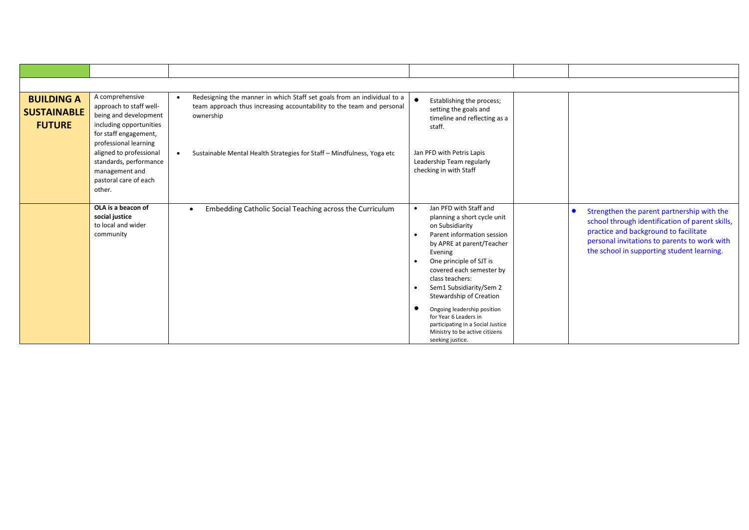| | | | | | |
|---|---|---|---|---|---|
| | | | | | |
| | | | | | |
| **BUILDING A SUSTAINABLE FUTURE** | A comprehensive approach to staff well-being and development including opportunities for staff engagement, professional learning aligned to professional standards, performance management and pastoral care of each other. | • Redesigning the manner in which Staff set goals from an individual to a team approach thus increasing accountability to the team and personal ownership<br><br>• Sustainable Mental Health Strategies for Staff – Mindfulness, Yoga etc | • Establishing the process; setting the goals and timeline and reflecting as a staff.<br><br>Jan PFD with Petris Lapis<br>Leadership Team regularly checking in with Staff | | |
| | **OLA is a beacon of social justice** to local and wider community | • Embedding Catholic Social Teaching across the Curriculum | • Jan PFD with Staff and planning a short cycle unit on Subsidiarity<br>• Parent information session by APRE at parent/Teacher Evening<br>• One principle of SJT is covered each semester by class teachers:<br>• Sem1 Subsidiarity/Sem 2 Stewardship of Creation<br>• Ongoing leadership position for Year 6 Leaders in participating in a Social Justice Ministry to be active citizens seeking justice. | | • Strengthen the parent partnership with the school through identification of parent skills, practice and background to facilitate personal invitations to parents to work with the school in supporting student learning. |